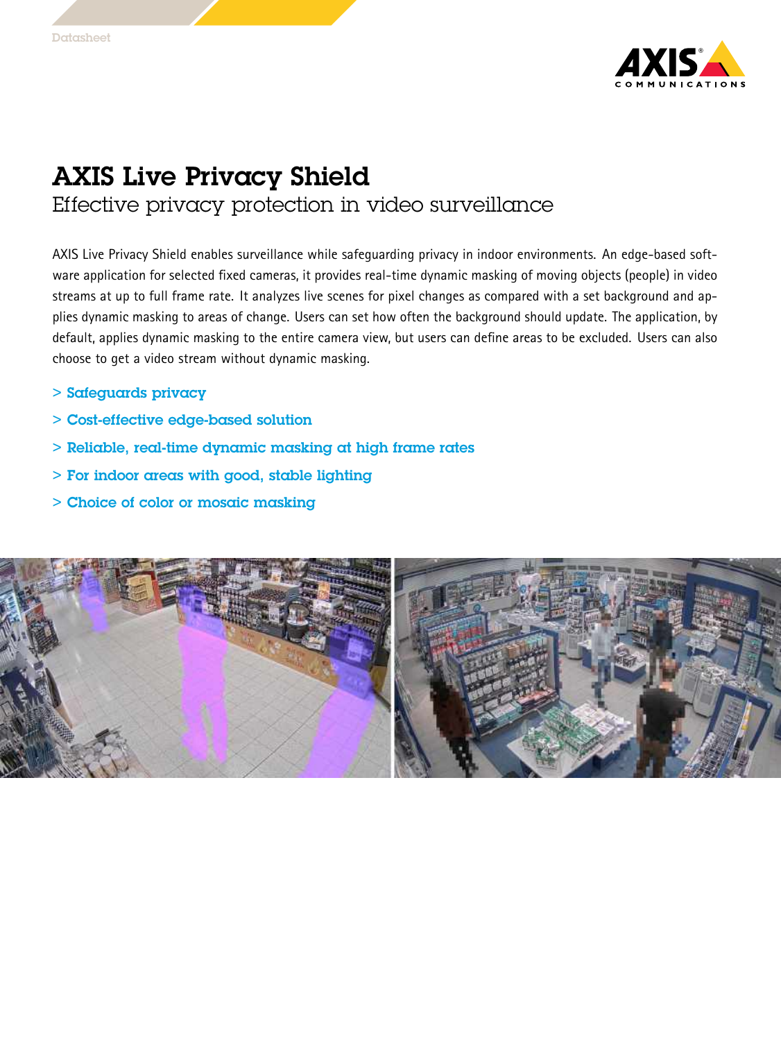# AXIS Live Privacy Shield

## Effective privacy protection in video surveillance

AXIS Live Privacy Shield enables surveillance while safeguarding privacy in indoor environments. An edge-based software application for selected fixed cameras, it provides real-time dynamic masking of moving objects (people) in video streams at up to full frame rate. It analyzes live scenes for pixel changes as compared with a set background and applies dynamic masking to areas of change. Users can set how often the background should update. The application, by default, applies dynamic masking to the entire camera view, but users can define areas to be excluded. Users can also choose to get a video stream without dynamic masking.

- > Safeguards privacy
- > Cost-effective edge-based solution
- > Reliable, real-time dynamic masking at high frame rates
- > For indoor areas with good, stable lighting
- > Choice of color or mosaic masking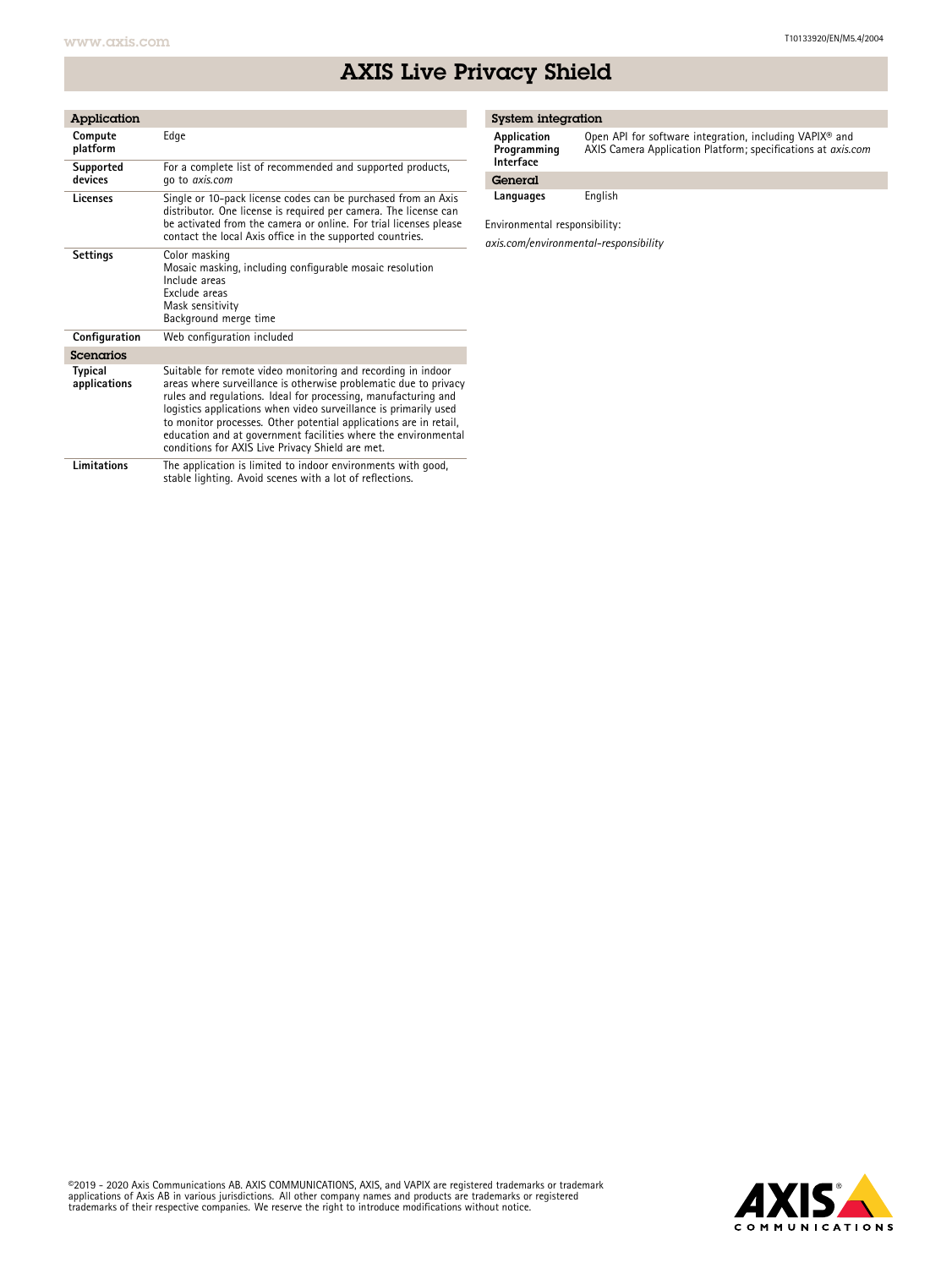# AXIS Live Privacy Shield

## Application

| | |
|---|---|
| **Compute platform** | Edge |
| **Supported devices** | For a complete list of recommended and supported products, go to *axis.com* |
| **Licenses** | Single or 10-pack license codes can be purchased from an Axis distributor. One license is required per camera. The license can be activated from the camera or online. For trial licenses please contact the local Axis office in the supported countries. |
| **Settings** | Color masking<br>Mosaic masking, including configurable mosaic resolution<br>Include areas<br>Exclude areas<br>Mask sensitivity<br>Background merge time |
| **Configuration** | Web configuration included |

## Scenarios

| | |
|---|---|
| **Typical applications** | Suitable for remote video monitoring and recording in indoor areas where surveillance is otherwise problematic due to privacy rules and regulations. Ideal for processing, manufacturing and logistics applications when video surveillance is primarily used to monitor processes. Other potential applications are in retail, education and at government facilities where the environmental conditions for AXIS Live Privacy Shield are met. |
| **Limitations** | The application is limited to indoor environments with good, stable lighting. Avoid scenes with a lot of reflections. |

## System integration

| | |
|---|---|
| **Application Programming Interface** | Open API for software integration, including VAPIX® and AXIS Camera Application Platform; specifications at *axis.com* |

## General

| | |
|---|---|
| **Languages** | English |

Environmental responsibility:

*axis.com/environmental-responsibility*

©2019 - 2020 Axis Communications AB. AXIS COMMUNICATIONS, AXIS, and VAPIX are registered trademarks or trademark applications of Axis AB in various jurisdictions. All other company names and products are trademarks or registered trademarks of their respective companies. We reserve the right to introduce modifications without notice.